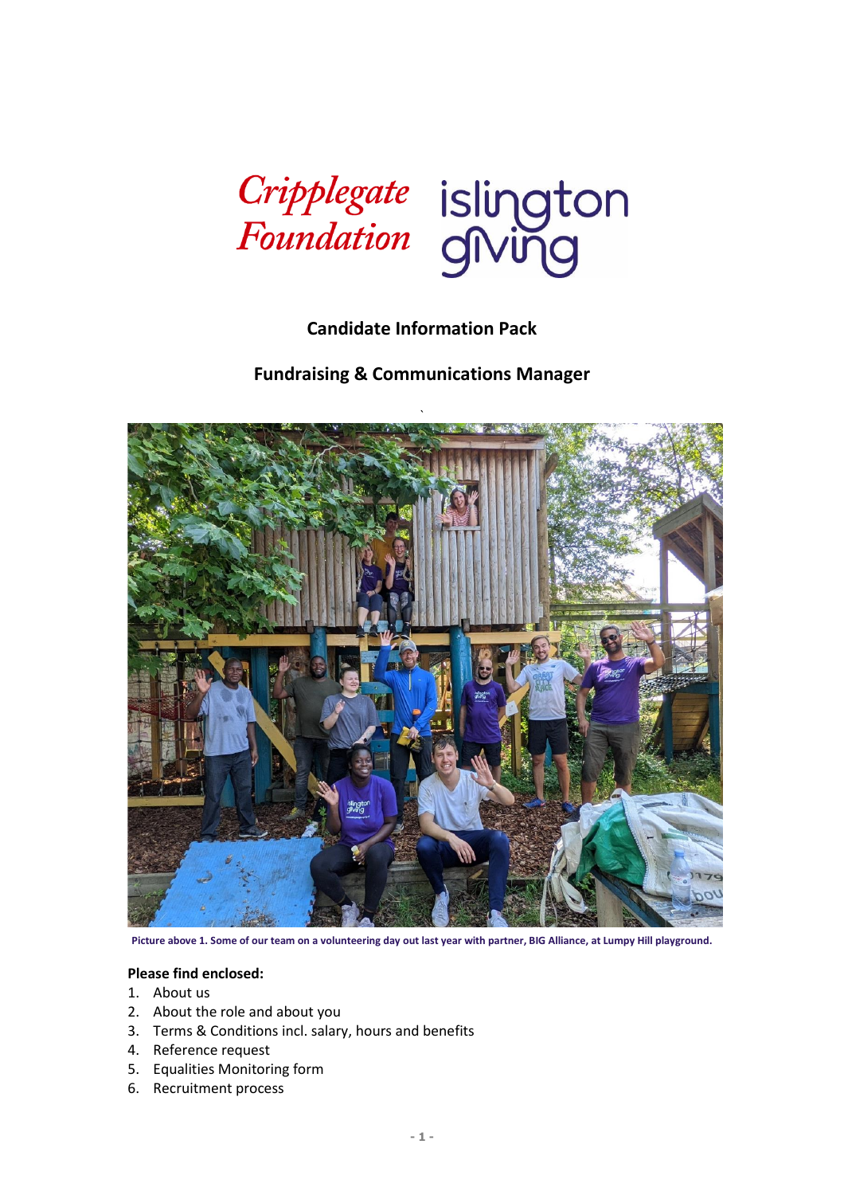Cripplegate Foundation

islington giving

# Candidate Information Pack

## Fundraising & Communications Manager

Picture above 1. Some of our team on a volunteering day out last year with partner, BIG Alliance, at Lumpy Hill playground.

**Please find enclosed:**

1. About us
2. About the role and about you
3. Terms & Conditions incl. salary, hours and benefits
4. Reference request
5. Equalities Monitoring form
6. Recruitment process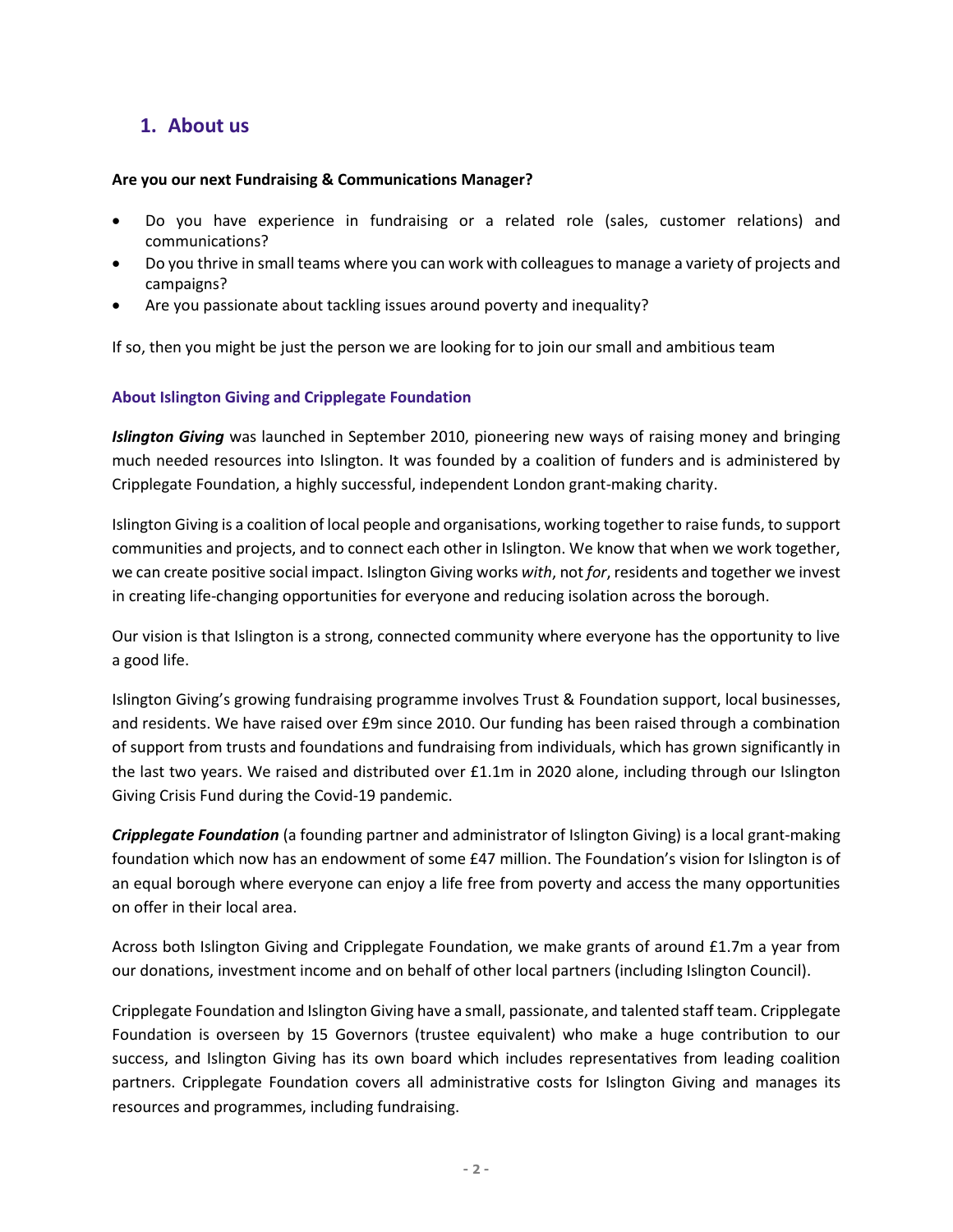## 1. About us

**Are you our next Fundraising & Communications Manager?**

- Do you have experience in fundraising or a related role (sales, customer relations) and communications?
- Do you thrive in small teams where you can work with colleagues to manage a variety of projects and campaigns?
- Are you passionate about tackling issues around poverty and inequality?

If so, then you might be just the person we are looking for to join our small and ambitious team

### About Islington Giving and Cripplegate Foundation

***Islington Giving*** was launched in September 2010, pioneering new ways of raising money and bringing much needed resources into Islington. It was founded by a coalition of funders and is administered by Cripplegate Foundation, a highly successful, independent London grant-making charity.

Islington Giving is a coalition of local people and organisations, working together to raise funds, to support communities and projects, and to connect each other in Islington. We know that when we work together, we can create positive social impact. Islington Giving works *with*, not *for*, residents and together we invest in creating life-changing opportunities for everyone and reducing isolation across the borough.

Our vision is that Islington is a strong, connected community where everyone has the opportunity to live a good life.

Islington Giving's growing fundraising programme involves Trust & Foundation support, local businesses, and residents. We have raised over £9m since 2010. Our funding has been raised through a combination of support from trusts and foundations and fundraising from individuals, which has grown significantly in the last two years. We raised and distributed over £1.1m in 2020 alone, including through our Islington Giving Crisis Fund during the Covid-19 pandemic.

***Cripplegate Foundation*** (a founding partner and administrator of Islington Giving) is a local grant-making foundation which now has an endowment of some £47 million. The Foundation's vision for Islington is of an equal borough where everyone can enjoy a life free from poverty and access the many opportunities on offer in their local area.

Across both Islington Giving and Cripplegate Foundation, we make grants of around £1.7m a year from our donations, investment income and on behalf of other local partners (including Islington Council).

Cripplegate Foundation and Islington Giving have a small, passionate, and talented staff team. Cripplegate Foundation is overseen by 15 Governors (trustee equivalent) who make a huge contribution to our success, and Islington Giving has its own board which includes representatives from leading coalition partners. Cripplegate Foundation covers all administrative costs for Islington Giving and manages its resources and programmes, including fundraising.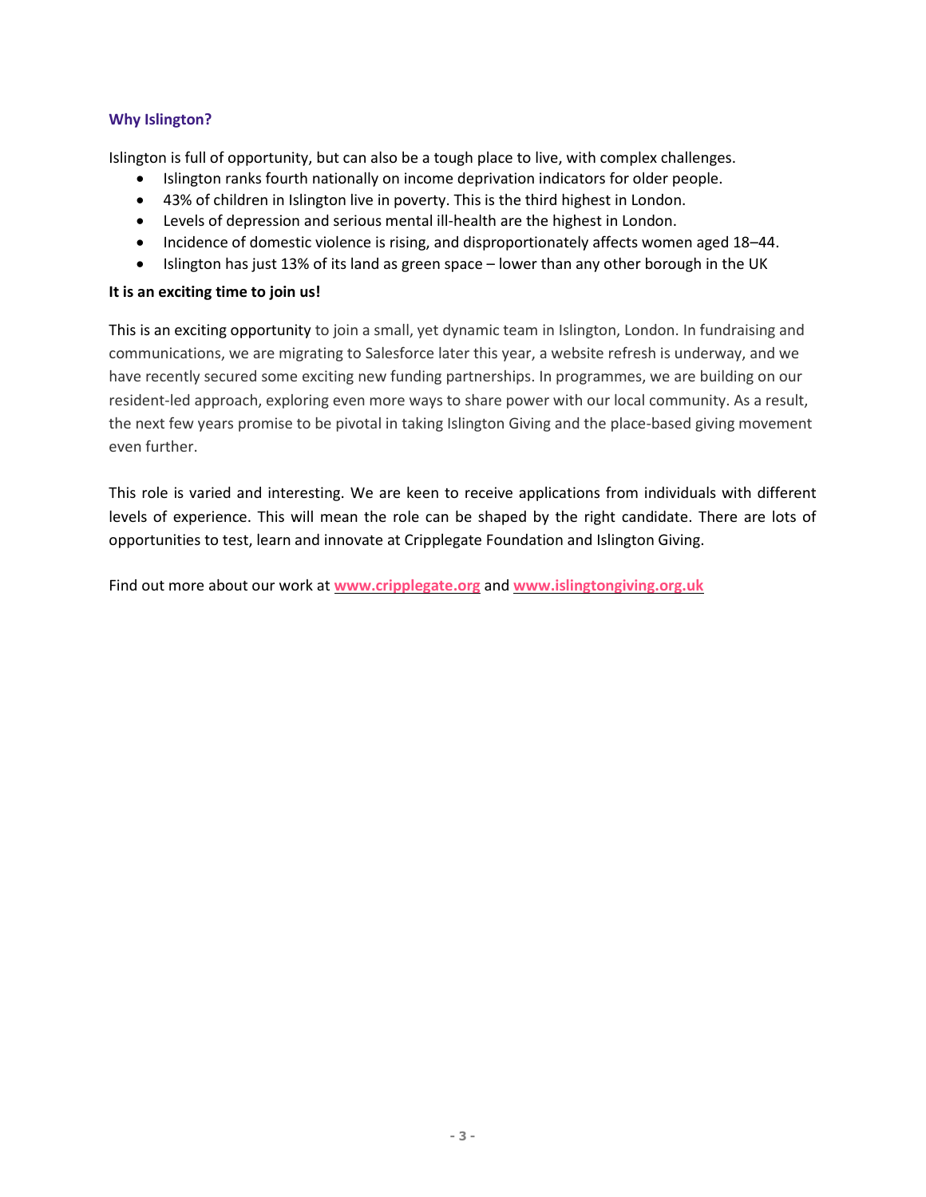### Why Islington?

Islington is full of opportunity, but can also be a tough place to live, with complex challenges.

- Islington ranks fourth nationally on income deprivation indicators for older people.
- 43% of children in Islington live in poverty. This is the third highest in London.
- Levels of depression and serious mental ill-health are the highest in London.
- Incidence of domestic violence is rising, and disproportionately affects women aged 18–44.
- Islington has just 13% of its land as green space – lower than any other borough in the UK

**It is an exciting time to join us!**

This is an exciting opportunity to join a small, yet dynamic team in Islington, London. In fundraising and communications, we are migrating to Salesforce later this year, a website refresh is underway, and we have recently secured some exciting new funding partnerships. In programmes, we are building on our resident-led approach, exploring even more ways to share power with our local community. As a result, the next few years promise to be pivotal in taking Islington Giving and the place-based giving movement even further.

This role is varied and interesting. We are keen to receive applications from individuals with different levels of experience. This will mean the role can be shaped by the right candidate. There are lots of opportunities to test, learn and innovate at Cripplegate Foundation and Islington Giving.

Find out more about our work at **www.cripplegate.org** and **www.islingtongiving.org.uk**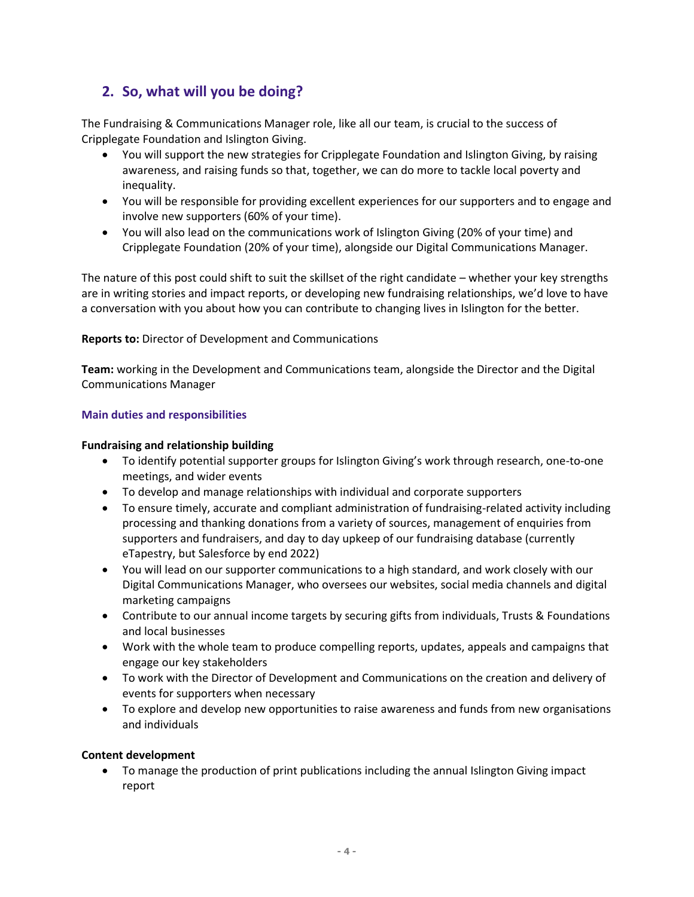## 2. So, what will you be doing?

The Fundraising & Communications Manager role, like all our team, is crucial to the success of Cripplegate Foundation and Islington Giving.

- You will support the new strategies for Cripplegate Foundation and Islington Giving, by raising awareness, and raising funds so that, together, we can do more to tackle local poverty and inequality.
- You will be responsible for providing excellent experiences for our supporters and to engage and involve new supporters (60% of your time).
- You will also lead on the communications work of Islington Giving (20% of your time) and Cripplegate Foundation (20% of your time), alongside our Digital Communications Manager.

The nature of this post could shift to suit the skillset of the right candidate – whether your key strengths are in writing stories and impact reports, or developing new fundraising relationships, we'd love to have a conversation with you about how you can contribute to changing lives in Islington for the better.

**Reports to:** Director of Development and Communications

**Team:** working in the Development and Communications team, alongside the Director and the Digital Communications Manager

### Main duties and responsibilities

**Fundraising and relationship building**

- To identify potential supporter groups for Islington Giving's work through research, one-to-one meetings, and wider events
- To develop and manage relationships with individual and corporate supporters
- To ensure timely, accurate and compliant administration of fundraising-related activity including processing and thanking donations from a variety of sources, management of enquiries from supporters and fundraisers, and day to day upkeep of our fundraising database (currently eTapestry, but Salesforce by end 2022)
- You will lead on our supporter communications to a high standard, and work closely with our Digital Communications Manager, who oversees our websites, social media channels and digital marketing campaigns
- Contribute to our annual income targets by securing gifts from individuals, Trusts & Foundations and local businesses
- Work with the whole team to produce compelling reports, updates, appeals and campaigns that engage our key stakeholders
- To work with the Director of Development and Communications on the creation and delivery of events for supporters when necessary
- To explore and develop new opportunities to raise awareness and funds from new organisations and individuals

**Content development**

- To manage the production of print publications including the annual Islington Giving impact report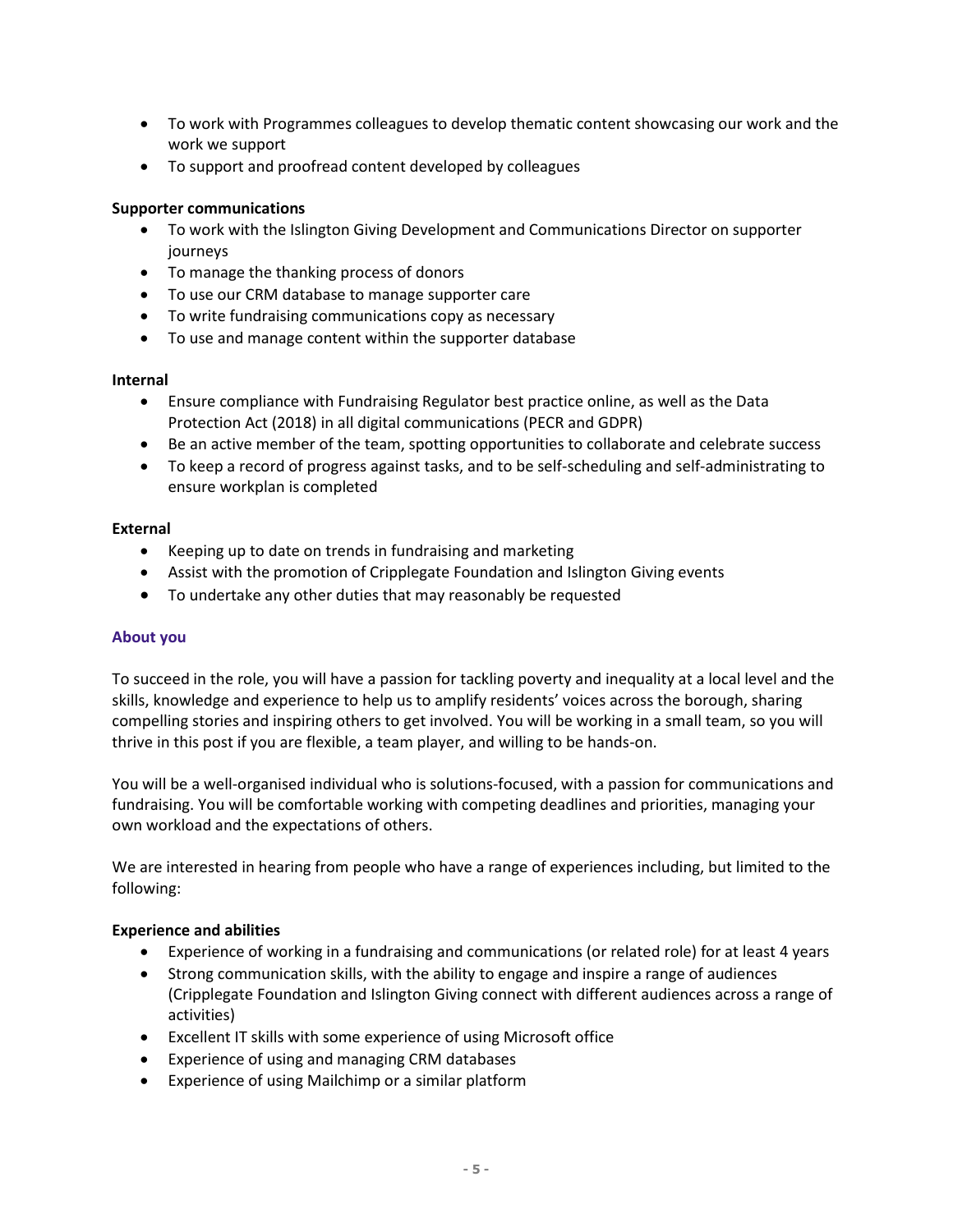- To work with Programmes colleagues to develop thematic content showcasing our work and the work we support
- To support and proofread content developed by colleagues

**Supporter communications**

- To work with the Islington Giving Development and Communications Director on supporter journeys
- To manage the thanking process of donors
- To use our CRM database to manage supporter care
- To write fundraising communications copy as necessary
- To use and manage content within the supporter database

**Internal**

- Ensure compliance with Fundraising Regulator best practice online, as well as the Data Protection Act (2018) in all digital communications (PECR and GDPR)
- Be an active member of the team, spotting opportunities to collaborate and celebrate success
- To keep a record of progress against tasks, and to be self-scheduling and self-administrating to ensure workplan is completed

**External**

- Keeping up to date on trends in fundraising and marketing
- Assist with the promotion of Cripplegate Foundation and Islington Giving events
- To undertake any other duties that may reasonably be requested

## About you

To succeed in the role, you will have a passion for tackling poverty and inequality at a local level and the skills, knowledge and experience to help us to amplify residents' voices across the borough, sharing compelling stories and inspiring others to get involved. You will be working in a small team, so you will thrive in this post if you are flexible, a team player, and willing to be hands-on.

You will be a well-organised individual who is solutions-focused, with a passion for communications and fundraising. You will be comfortable working with competing deadlines and priorities, managing your own workload and the expectations of others.

We are interested in hearing from people who have a range of experiences including, but limited to the following:

**Experience and abilities**

- Experience of working in a fundraising and communications (or related role) for at least 4 years
- Strong communication skills, with the ability to engage and inspire a range of audiences (Cripplegate Foundation and Islington Giving connect with different audiences across a range of activities)
- Excellent IT skills with some experience of using Microsoft office
- Experience of using and managing CRM databases
- Experience of using Mailchimp or a similar platform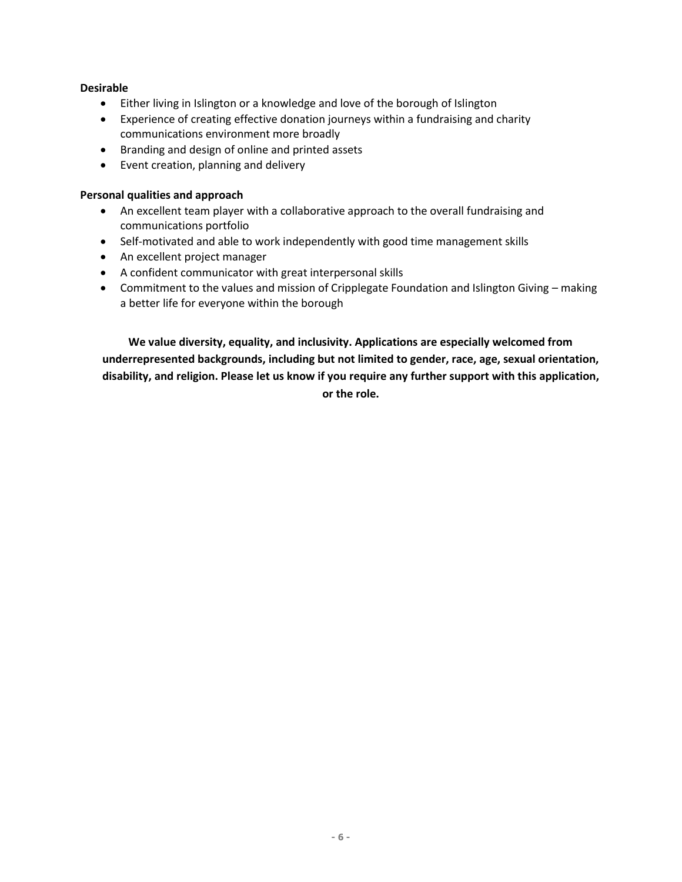**Desirable**

- Either living in Islington or a knowledge and love of the borough of Islington
- Experience of creating effective donation journeys within a fundraising and charity communications environment more broadly
- Branding and design of online and printed assets
- Event creation, planning and delivery

**Personal qualities and approach**

- An excellent team player with a collaborative approach to the overall fundraising and communications portfolio
- Self-motivated and able to work independently with good time management skills
- An excellent project manager
- A confident communicator with great interpersonal skills
- Commitment to the values and mission of Cripplegate Foundation and Islington Giving – making a better life for everyone within the borough

**We value diversity, equality, and inclusivity. Applications are especially welcomed from underrepresented backgrounds, including but not limited to gender, race, age, sexual orientation, disability, and religion. Please let us know if you require any further support with this application, or the role.**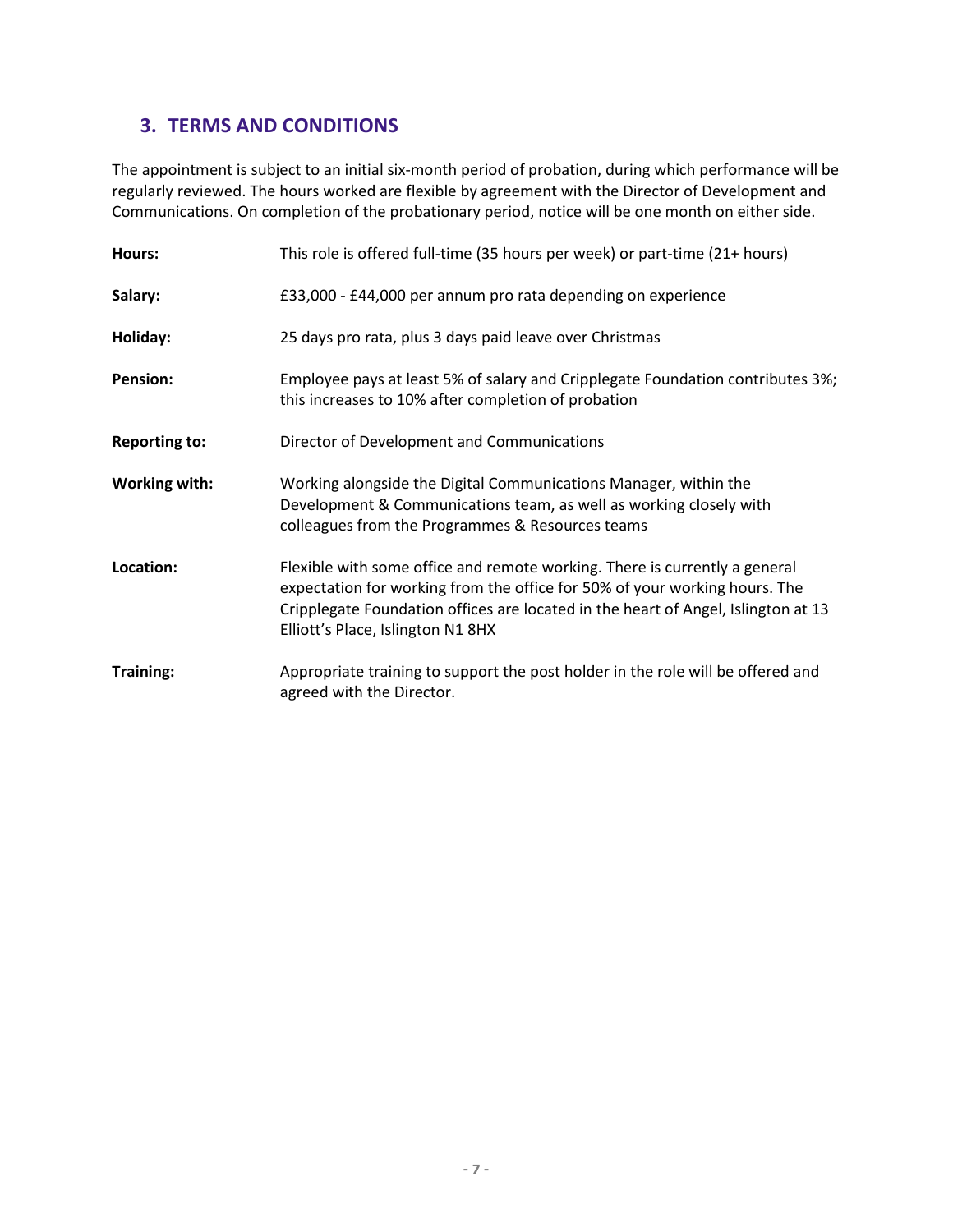## 3. TERMS AND CONDITIONS

The appointment is subject to an initial six-month period of probation, during which performance will be regularly reviewed. The hours worked are flexible by agreement with the Director of Development and Communications. On completion of the probationary period, notice will be one month on either side.

**Hours:** This role is offered full-time (35 hours per week) or part-time (21+ hours)

**Salary:** £33,000 - £44,000 per annum pro rata depending on experience

**Holiday:** 25 days pro rata, plus 3 days paid leave over Christmas

**Pension:** Employee pays at least 5% of salary and Cripplegate Foundation contributes 3%; this increases to 10% after completion of probation

**Reporting to:** Director of Development and Communications

**Working with:** Working alongside the Digital Communications Manager, within the Development & Communications team, as well as working closely with colleagues from the Programmes & Resources teams

**Location:** Flexible with some office and remote working. There is currently a general expectation for working from the office for 50% of your working hours. The Cripplegate Foundation offices are located in the heart of Angel, Islington at 13 Elliott's Place, Islington N1 8HX

**Training:** Appropriate training to support the post holder in the role will be offered and agreed with the Director.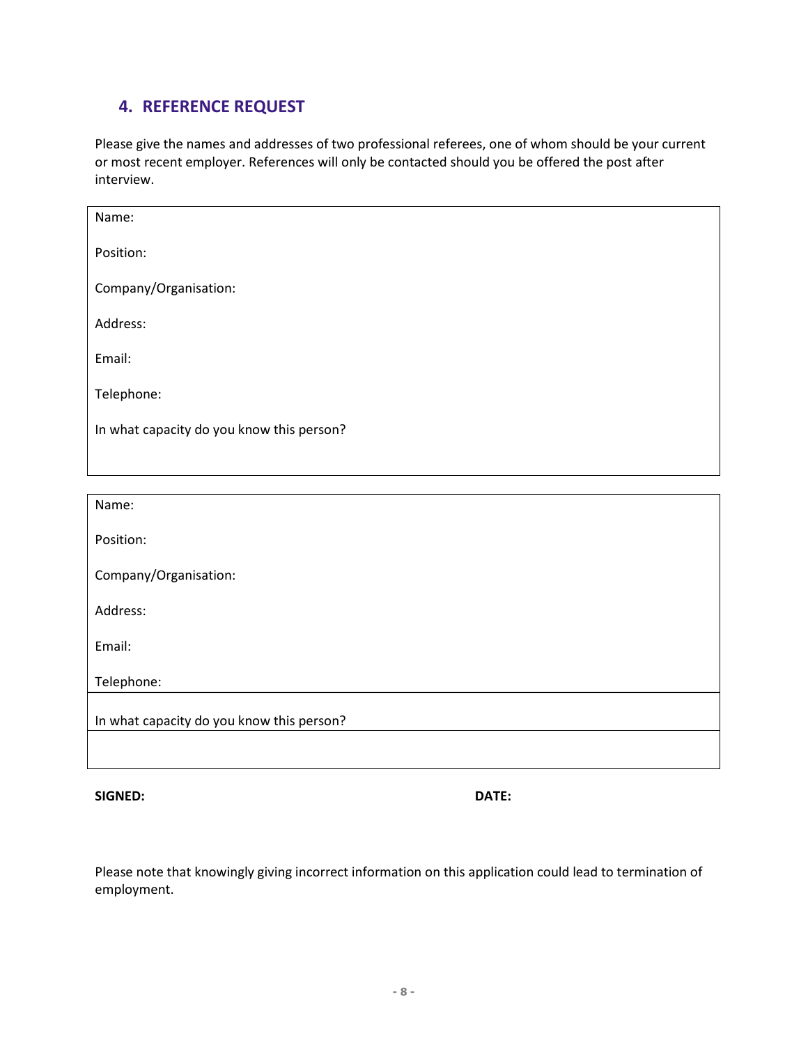## 4. REFERENCE REQUEST

Please give the names and addresses of two professional referees, one of whom should be your current or most recent employer. References will only be contacted should you be offered the post after interview.

| |
|---|
| Name: |
| Position: |
| Company/Organisation: |
| Address: |
| Email: |
| Telephone: |
| In what capacity do you know this person? |

| |
|---|
| Name: |
| Position: |
| Company/Organisation: |
| Address: |
| Email: |
| Telephone: |
| In what capacity do you know this person? |
| |

**SIGNED:** **DATE:**

Please note that knowingly giving incorrect information on this application could lead to termination of employment.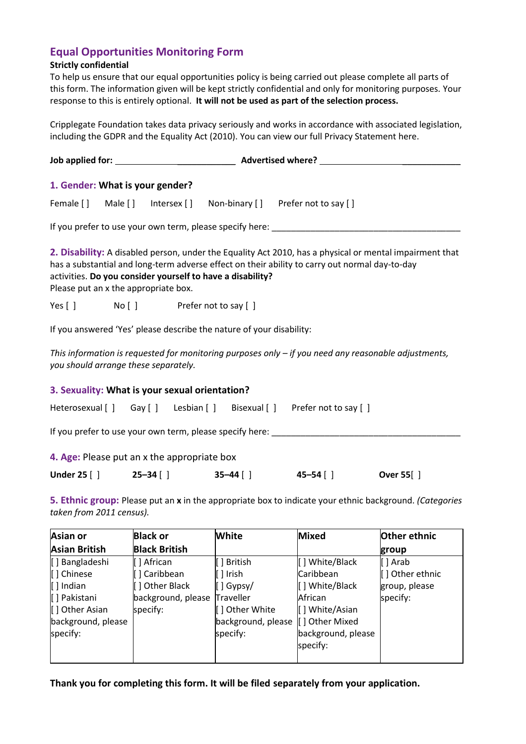## Equal Opportunities Monitoring Form

**Strictly confidential**

To help us ensure that our equal opportunities policy is being carried out please complete all parts of this form. The information given will be kept strictly confidential and only for monitoring purposes. Your response to this is entirely optional. **It will not be used as part of the selection process.**

Cripplegate Foundation takes data privacy seriously and works in accordance with associated legislation, including the GDPR and the Equality Act (2010). You can view our full Privacy Statement here.

**Job applied for:** _________________________ **Advertised where?** _________________________

### 1. Gender: What is your gender?

Female [ ]  Male [ ]  Intersex [ ]  Non-binary [ ]  Prefer not to say [ ]

If you prefer to use your own term, please specify here: ________________________________________

**2. Disability:** A disabled person, under the Equality Act 2010, has a physical or mental impairment that has a substantial and long-term adverse effect on their ability to carry out normal day-to-day activities. **Do you consider yourself to have a disability?**
Please put an x the appropriate box.

Yes [ ]  No [ ]  Prefer not to say [ ]

If you answered 'Yes' please describe the nature of your disability:

*This information is requested for monitoring purposes only – if you need any reasonable adjustments, you should arrange these separately.*

### 3. Sexuality: What is your sexual orientation?

Heterosexual [ ]  Gay [ ]  Lesbian [ ]  Bisexual [ ]  Prefer not to say [ ]

If you prefer to use your own term, please specify here: ________________________________________

**4. Age:** Please put an x the appropriate box

**Under 25** [ ]  **25–34** [ ]  **35–44** [ ]  **45–54** [ ]  **Over 55**[ ]

**5. Ethnic group:** Please put an **x** in the appropriate box to indicate your ethnic background. *(Categories taken from 2011 census).*

| Asian or Asian British | Black or Black British | White | Mixed | Other ethnic group |
|---|---|---|---|---|
| [ ] Bangladeshi<br>[ ] Chinese<br>[ ] Indian<br>[ ] Pakistani<br>[ ] Other Asian background, please specify: | [ ] African<br>[ ] Caribbean<br>[ ] Other Black background, please specify: | [ ] British<br>[ ] Irish<br>[ ] Gypsy/ Traveller<br>[ ] Other White background, please specify: | [ ] White/Black Caribbean<br>[ ] White/Black African<br>[ ] White/Asian<br>[ ] Other Mixed background, please specify: | [ ] Arab<br>[ ] Other ethnic group, please specify: |

**Thank you for completing this form. It will be filed separately from your application.**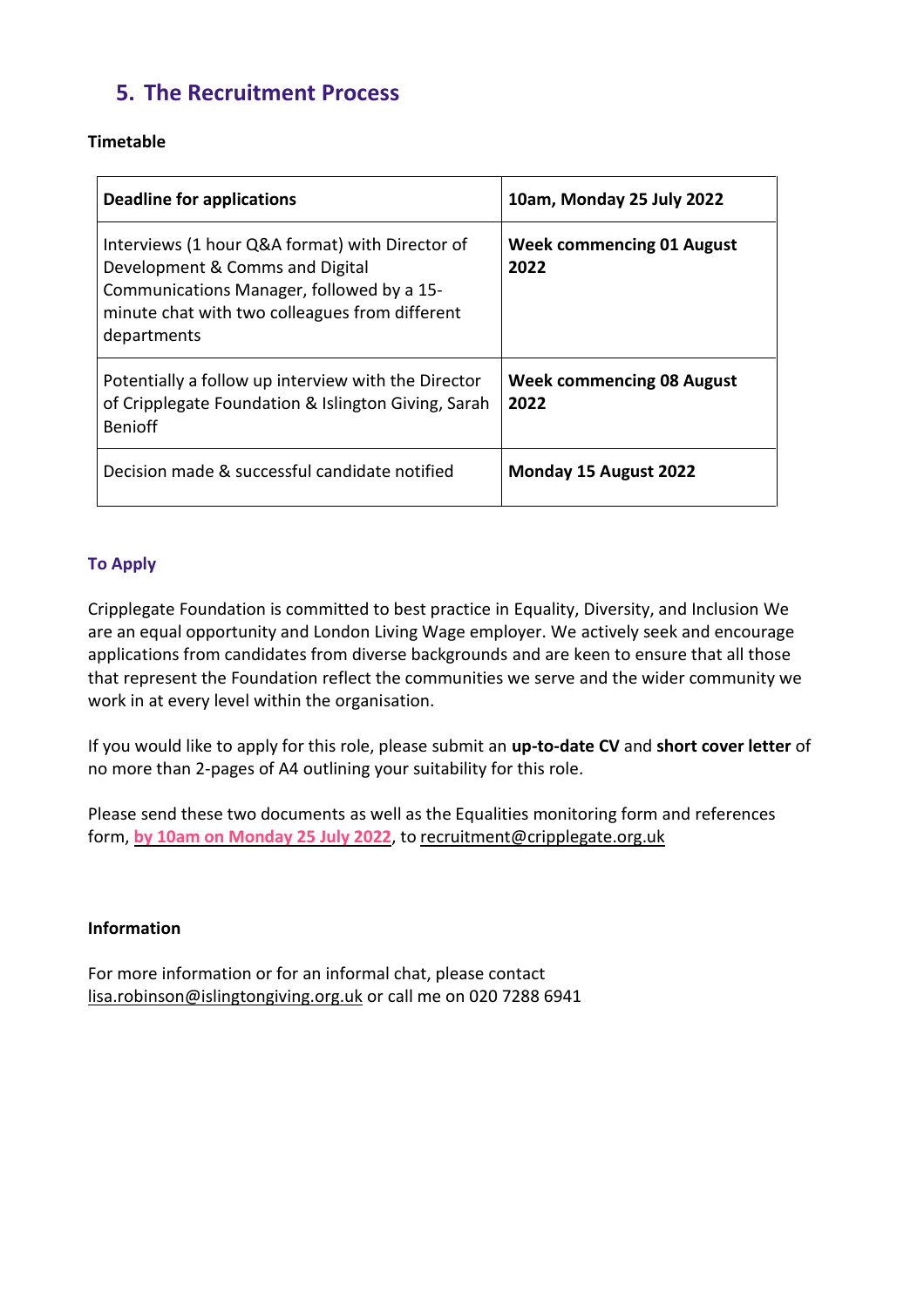## 5. The Recruitment Process

**Timetable**

| | |
|---|---|
| **Deadline for applications** | **10am, Monday 25 July 2022** |
| Interviews (1 hour Q&A format) with Director of Development & Comms and Digital Communications Manager, followed by a 15-minute chat with two colleagues from different departments | **Week commencing 01 August 2022** |
| Potentially a follow up interview with the Director of Cripplegate Foundation & Islington Giving, Sarah Benioff | **Week commencing 08 August 2022** |
| Decision made & successful candidate notified | **Monday 15 August 2022** |

### To Apply

Cripplegate Foundation is committed to best practice in Equality, Diversity, and Inclusion We are an equal opportunity and London Living Wage employer. We actively seek and encourage applications from candidates from diverse backgrounds and are keen to ensure that all those that represent the Foundation reflect the communities we serve and the wider community we work in at every level within the organisation.

If you would like to apply for this role, please submit an **up-to-date CV** and **short cover letter** of no more than 2-pages of A4 outlining your suitability for this role.

Please send these two documents as well as the Equalities monitoring form and references form, **by 10am on Monday 25 July 2022**, to recruitment@cripplegate.org.uk

**Information**

For more information or for an informal chat, please contact lisa.robinson@islingtongiving.org.uk or call me on 020 7288 6941